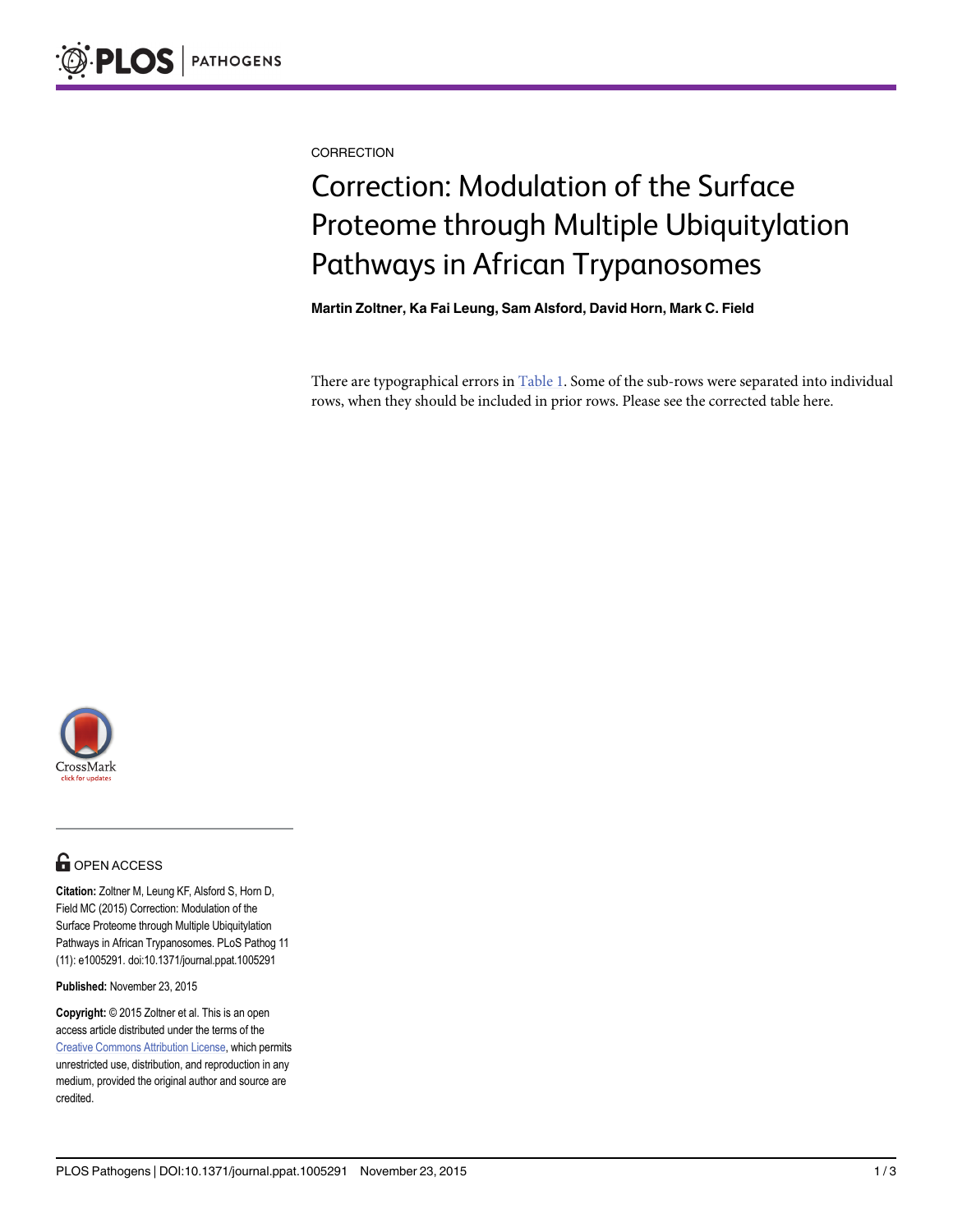CORRECTION

# Correction: Modulation of the Surface Proteome through Multiple Ubiquitylation Pathways in African Trypanosomes

**Martin Zoltner, Ka Fai Leung, Sam Alsford, David Horn, Mark C. Field**

There are typographical errors in Table 1. Some of the sub-rows were separated into individual rows, when they should be included in prior rows. Please see the corrected table here.

OPEN ACCESS

**Citation:** Zoltner M, Leung KF, Alsford S, Horn D, Field MC (2015) Correction: Modulation of the Surface Proteome through Multiple Ubiquitylation Pathways in African Trypanosomes. PLoS Pathog 11 (11): e1005291. doi:10.1371/journal.ppat.1005291

**Published:** November 23, 2015

**Copyright:** © 2015 Zoltner et al. This is an open access article distributed under the terms of the Creative Commons Attribution License, which permits unrestricted use, distribution, and reproduction in any medium, provided the original author and source are credited.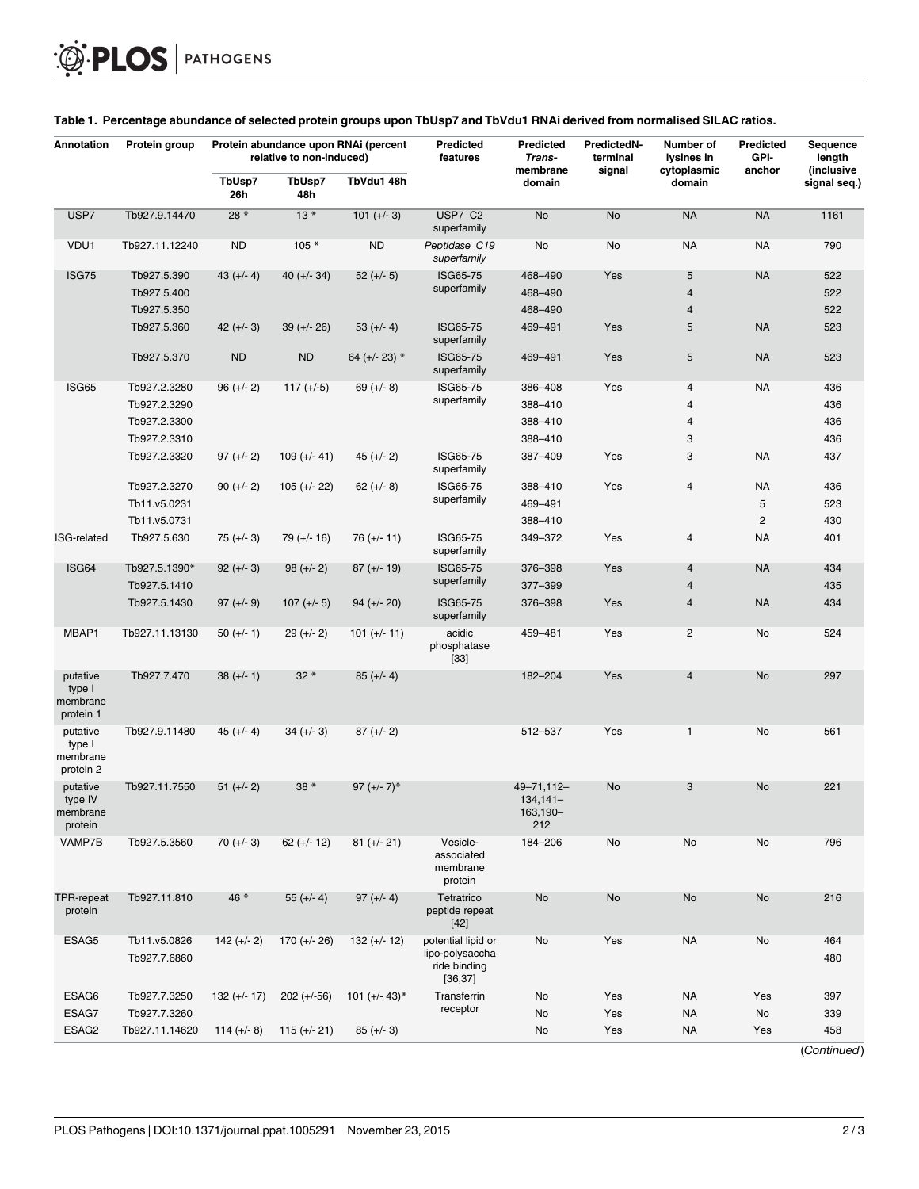**Table 1. Percentage abundance of selected protein groups upon TbUsp7 and TbVdu1 RNAi derived from normalised SILAC ratios.**

| Annotation | Protein group | Protein abundance upon RNAi (percent relative to non-induced) | | | Predicted features | Predicted *Trans*-membrane domain | PredictedN-terminal signal | Number of lysines in cytoplasmic domain | Predicted GPI-anchor | Sequence length (inclusive signal seq.) |
|---|---|---|---|---|---|---|---|---|---|---|
| | | TbUsp7 26h | TbUsp7 48h | TbVdu1 48h | | | | | | |
| USP7 | Tb927.9.14470 | 28 * | 13 * | 101 (+/- 3) | USP7_C2 superfamily | No | No | NA | NA | 1161 |
| VDU1 | Tb927.11.12240 | ND | 105 * | ND | *Peptidase_C19 superfamily* | No | No | NA | NA | 790 |
| ISG75 | Tb927.5.390 | 43 (+/- 4) | 40 (+/- 34) | 52 (+/- 5) | ISG65-75 superfamily | 468–490 | Yes | 5 | NA | 522 |
| | Tb927.5.400 | | | | | 468–490 | | 4 | | 522 |
| | Tb927.5.350 | | | | | 468–490 | | 4 | | 522 |
| | Tb927.5.360 | 42 (+/- 3) | 39 (+/- 26) | 53 (+/- 4) | ISG65-75 superfamily | 469–491 | Yes | 5 | NA | 523 |
| | Tb927.5.370 | ND | ND | 64 (+/- 23) * | ISG65-75 superfamily | 469–491 | Yes | 5 | NA | 523 |
| ISG65 | Tb927.2.3280 | 96 (+/- 2) | 117 (+/-5) | 69 (+/- 8) | ISG65-75 superfamily | 386–408 | Yes | 4 | NA | 436 |
| | Tb927.2.3290 | | | | | 388–410 | | 4 | | 436 |
| | Tb927.2.3300 | | | | | 388–410 | | 4 | | 436 |
| | Tb927.2.3310 | | | | | 388–410 | | 3 | | 436 |
| | Tb927.2.3320 | 97 (+/- 2) | 109 (+/- 41) | 45 (+/- 2) | ISG65-75 superfamily | 387–409 | Yes | 3 | NA | 437 |
| | Tb927.2.3270 | 90 (+/- 2) | 105 (+/- 22) | 62 (+/- 8) | ISG65-75 superfamily | 388–410 | Yes | 4 | NA | 436 |
| | Tb11.v5.0231 | | | | | 469–491 | | | 5 | 523 |
| | Tb11.v5.0731 | | | | | 388–410 | | | 2 | 430 |
| ISG-related | Tb927.5.630 | 75 (+/- 3) | 79 (+/- 16) | 76 (+/- 11) | ISG65-75 superfamily | 349–372 | Yes | 4 | NA | 401 |
| ISG64 | Tb927.5.1390* | 92 (+/- 3) | 98 (+/- 2) | 87 (+/- 19) | ISG65-75 superfamily | 376–398 | Yes | 4 | NA | 434 |
| | Tb927.5.1410 | | | | | 377–399 | | 4 | | 435 |
| | Tb927.5.1430 | 97 (+/- 9) | 107 (+/- 5) | 94 (+/- 20) | ISG65-75 superfamily | 376–398 | Yes | 4 | NA | 434 |
| MBAP1 | Tb927.11.13130 | 50 (+/- 1) | 29 (+/- 2) | 101 (+/- 11) | acidic phosphatase [33] | 459–481 | Yes | 2 | No | 524 |
| putative type I membrane protein 1 | Tb927.7.470 | 38 (+/- 1) | 32 * | 85 (+/- 4) | | 182–204 | Yes | 4 | No | 297 |
| putative type I membrane protein 2 | Tb927.9.11480 | 45 (+/- 4) | 34 (+/- 3) | 87 (+/- 2) | | 512–537 | Yes | 1 | No | 561 |
| putative type IV membrane protein | Tb927.11.7550 | 51 (+/- 2) | 38 * | 97 (+/- 7)* | | 49–71,112–134,141–163,190–212 | No | 3 | No | 221 |
| VAMP7B | Tb927.5.3560 | 70 (+/- 3) | 62 (+/- 12) | 81 (+/- 21) | Vesicle-associated membrane protein | 184–206 | No | No | No | 796 |
| TPR-repeat protein | Tb927.11.810 | 46 * | 55 (+/- 4) | 97 (+/- 4) | Tetratrico peptide repeat [42] | No | No | No | No | 216 |
| ESAG5 | Tb11.v5.0826 | 142 (+/- 2) | 170 (+/- 26) | 132 (+/- 12) | potential lipid or lipo-polysaccharide binding [36,37] | No | Yes | NA | No | 464 |
| | Tb927.7.6860 | | | | | | | | | 480 |
| ESAG6 | Tb927.7.3250 | 132 (+/- 17) | 202 (+/-56) | 101 (+/- 43)* | Transferrin receptor | No | Yes | NA | Yes | 397 |
| ESAG7 | Tb927.7.3260 | | | | | No | Yes | NA | No | 339 |
| ESAG2 | Tb927.11.14620 | 114 (+/- 8) | 115 (+/- 21) | 85 (+/- 3) | | No | Yes | NA | Yes | 458 |

(*Continued*)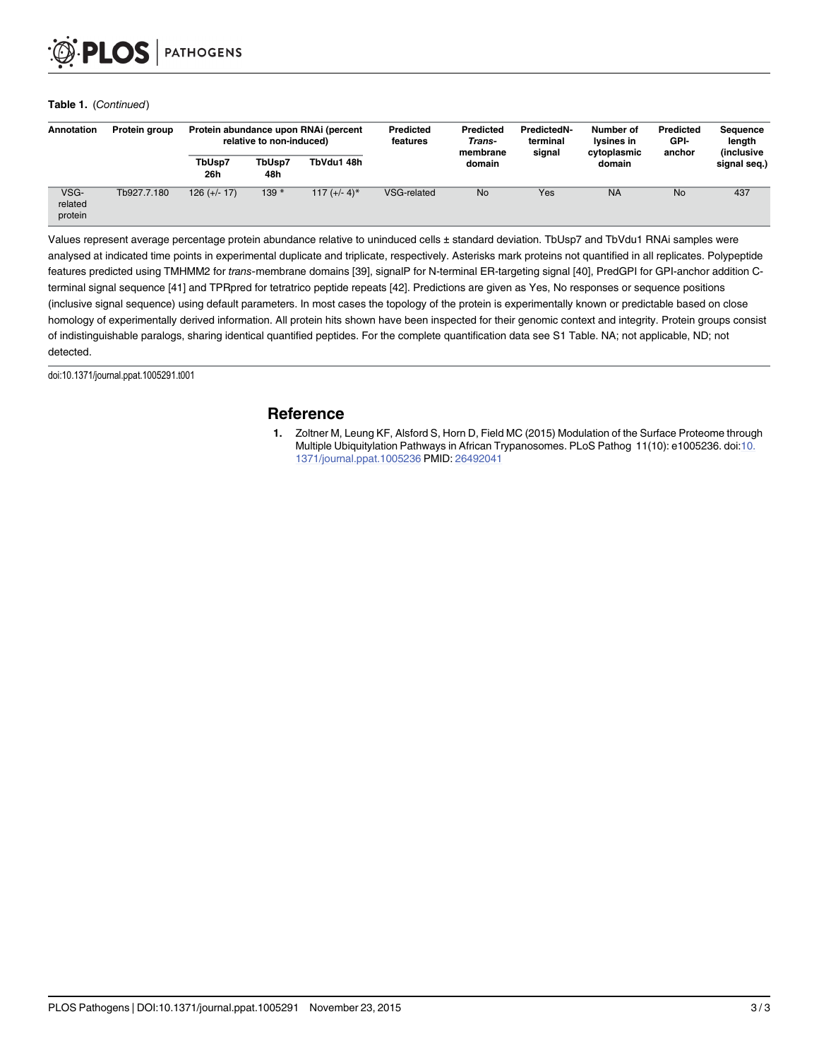**Table 1.** (*Continued*)

| Annotation | Protein group | Protein abundance upon RNAi (percent relative to non-induced) | | | Predicted features | Predicted *Trans*-membrane domain | PredictedN-terminal signal | Number of lysines in cytoplasmic domain | Predicted GPI-anchor | Sequence length (inclusive signal seq.) |
|---|---|---|---|---|---|---|---|---|---|---|
| | | TbUsp7 26h | TbUsp7 48h | TbVdu1 48h | | | | | | |
| VSG-related protein | Tb927.7.180 | 126 (+/- 17) | 139 * | 117 (+/- 4)* | VSG-related | No | Yes | NA | No | 437 |

Values represent average percentage protein abundance relative to uninduced cells ± standard deviation. TbUsp7 and TbVdu1 RNAi samples were analysed at indicated time points in experimental duplicate and triplicate, respectively. Asterisks mark proteins not quantified in all replicates. Polypeptide features predicted using TMHMM2 for *trans*-membrane domains [39], signalP for N-terminal ER-targeting signal [40], PredGPI for GPI-anchor addition C-terminal signal sequence [41] and TPRpred for tetratrico peptide repeats [42]. Predictions are given as Yes, No responses or sequence positions (inclusive signal sequence) using default parameters. In most cases the topology of the protein is experimentally known or predictable based on close homology of experimentally derived information. All protein hits shown have been inspected for their genomic context and integrity. Protein groups consist of indistinguishable paralogs, sharing identical quantified peptides. For the complete quantification data see S1 Table. NA; not applicable, ND; not detected.

doi:10.1371/journal.ppat.1005291.t001

## Reference

1. Zoltner M, Leung KF, Alsford S, Horn D, Field MC (2015) Modulation of the Surface Proteome through Multiple Ubiquitylation Pathways in African Trypanosomes. PLoS Pathog 11(10): e1005236. doi:10.1371/journal.ppat.1005236 PMID: 26492041